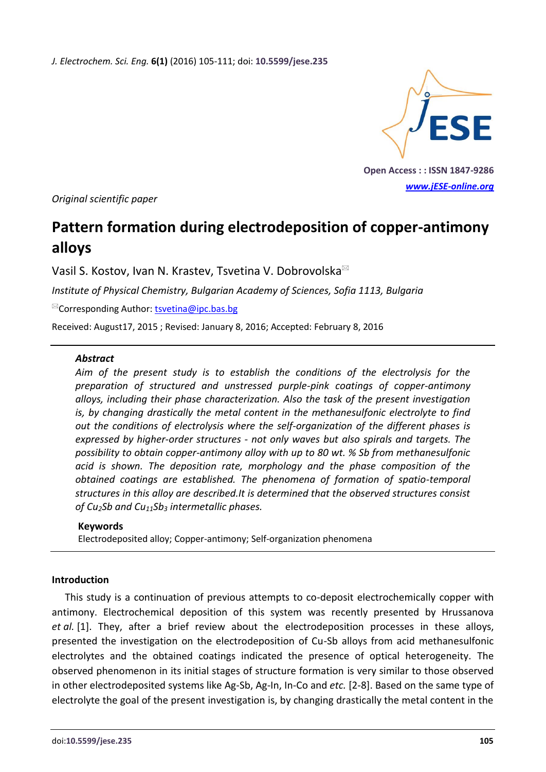*Original scientific paper*

# Pattern formation during electrodeposition of copper-antimony alloys

Vasil S. Kostov, Ivan N. Krastev, Tsvetina V. Dobrovolska

*Institute of Physical Chemistry, Bulgarian Academy of Sciences, Sofia 1113, Bulgaria*

Corresponding Author: tsvetina@ipc.bas.bg

Received: August17, 2015 ; Revised: January 8, 2016; Accepted: February 8, 2016

### *Abstract*

*Aim of the present study is to establish the conditions of the electrolysis for the preparation of structured and unstressed purple-pink coatings of copper-antimony alloys, including their phase characterization. Also the task of the present investigation is, by changing drastically the metal content in the methanesulfonic electrolyte to find out the conditions of electrolysis where the self-organization of the different phases is expressed by higher-order structures - not only waves but also spirals and targets. The possibility to obtain copper-antimony alloy with up to 80 wt. % Sb from methanesulfonic acid is shown. The deposition rate, morphology and the phase composition of the obtained coatings are established. The phenomena of formation of spatio-temporal structures in this alloy are described.It is determined that the observed structures consist of $Cu_2Sb$ and $Cu_{11}Sb_3$ intermetallic phases.*

### Keywords

Electrodeposited alloy; Copper-antimony; Self-organization phenomena

## Introduction

This study is a continuation of previous attempts to co-deposit electrochemically copper with antimony. Electrochemical deposition of this system was recently presented by Hrussanova *et al.* [1]. They, after a brief review about the electrodeposition processes in these alloys, presented the investigation on the electrodeposition of Cu-Sb alloys from acid methanesulfonic electrolytes and the obtained coatings indicated the presence of optical heterogeneity. The observed phenomenon in its initial stages of structure formation is very similar to those observed in other electrodeposited systems like Ag-Sb, Ag-In, In-Co and *etc.* [2-8]. Based on the same type of electrolyte the goal of the present investigation is, by changing drastically the metal content in the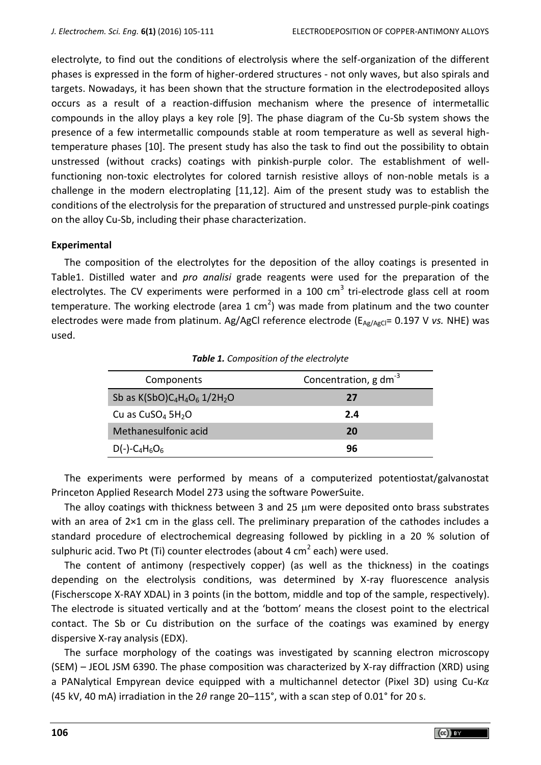electrolyte, to find out the conditions of electrolysis where the self-organization of the different phases is expressed in the form of higher-ordered structures - not only waves, but also spirals and targets. Nowadays, it has been shown that the structure formation in the electrodeposited alloys occurs as a result of a reaction-diffusion mechanism where the presence of intermetallic compounds in the alloy plays a key role [9]. The phase diagram of the Cu-Sb system shows the presence of a few intermetallic compounds stable at room temperature as well as several high-temperature phases [10]. The present study has also the task to find out the possibility to obtain unstressed (without cracks) coatings with pinkish-purple color. The establishment of well-functioning non-toxic electrolytes for colored tarnish resistive alloys of non-noble metals is a challenge in the modern electroplating [11,12]. Aim of the present study was to establish the conditions of the electrolysis for the preparation of structured and unstressed purple-pink coatings on the alloy Cu-Sb, including their phase characterization.

## Experimental

The composition of the electrolytes for the deposition of the alloy coatings is presented in Table1. Distilled water and *pro analisi* grade reagents were used for the preparation of the electrolytes. The CV experiments were performed in a 100 cm$^3$ tri-electrode glass cell at room temperature. The working electrode (area 1 cm$^2$) was made from platinum and the two counter electrodes were made from platinum. Ag/AgCl reference electrode ($E_{Ag/AgCl}$= 0.197 V *vs.* NHE) was used.

***Table 1.*** *Composition of the electrolyte*

| Components | Concentration, g dm$^{-3}$ |
|---|---|
| Sb as $K(SbO)C_4H_4O_6$ 1/2$H_2O$ | **27** |
| Cu as $CuSO_4$ 5$H_2O$ | **2.4** |
| Methanesulfonic acid | **20** |
| D(-)-$C_4H_6O_6$ | **96** |

The experiments were performed by means of a computerized potentiostat/galvanostat Princeton Applied Research Model 273 using the software PowerSuite.

The alloy coatings with thickness between 3 and 25 μm were deposited onto brass substrates with an area of 2×1 cm in the glass cell. The preliminary preparation of the cathodes includes a standard procedure of electrochemical degreasing followed by pickling in a 20 % solution of sulphuric acid. Two Pt (Ti) counter electrodes (about 4 cm$^2$ each) were used.

The content of antimony (respectively copper) (as well as the thickness) in the coatings depending on the electrolysis conditions, was determined by X-ray fluorescence analysis (Fischerscope X-RAY XDAL) in 3 points (in the bottom, middle and top of the sample, respectively). The electrode is situated vertically and at the 'bottom' means the closest point to the electrical contact. The Sb or Cu distribution on the surface of the coatings was examined by energy dispersive X-ray analysis (EDX).

The surface morphology of the coatings was investigated by scanning electron microscopy (SEM) – JEOL JSM 6390. The phase composition was characterized by X-ray diffraction (XRD) using a PANalytical Empyrean device equipped with a multichannel detector (Pixel 3D) using Cu-K$\alpha$ (45 kV, 40 mA) irradiation in the 2$\theta$ range 20–115°, with a scan step of 0.01° for 20 s.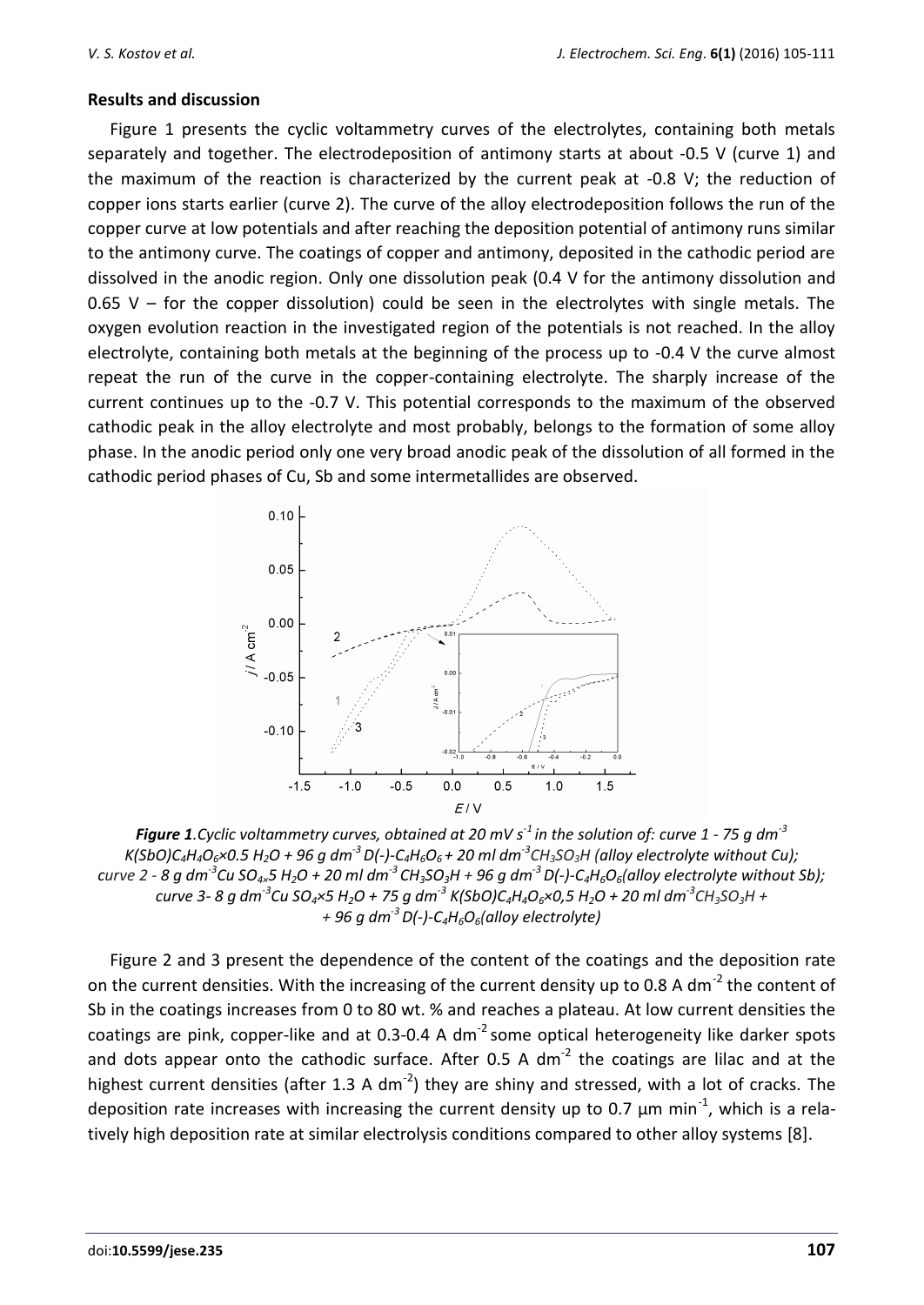## Results and discussion

Figure 1 presents the cyclic voltammetry curves of the electrolytes, containing both metals separately and together. The electrodeposition of antimony starts at about -0.5 V (curve 1) and the maximum of the reaction is characterized by the current peak at -0.8 V; the reduction of copper ions starts earlier (curve 2). The curve of the alloy electrodeposition follows the run of the copper curve at low potentials and after reaching the deposition potential of antimony runs similar to the antimony curve. The coatings of copper and antimony, deposited in the cathodic period are dissolved in the anodic region. Only one dissolution peak (0.4 V for the antimony dissolution and 0.65 V – for the copper dissolution) could be seen in the electrolytes with single metals. The oxygen evolution reaction in the investigated region of the potentials is not reached. In the alloy electrolyte, containing both metals at the beginning of the process up to -0.4 V the curve almost repeat the run of the curve in the copper-containing electrolyte. The sharply increase of the current continues up to the -0.7 V. This potential corresponds to the maximum of the observed cathodic peak in the alloy electrolyte and most probably, belongs to the formation of some alloy phase. In the anodic period only one very broad anodic peak of the dissolution of all formed in the cathodic period phases of Cu, Sb and some intermetallides are observed.

***Figure 1***. *Cyclic voltammetry curves, obtained at 20 mV s$^{-1}$ in the solution of: curve 1 - 75 g dm$^{-3}$ $K(SbO)C_4H_4O_6 \times 0.5\ H_2O$ + 96 g dm$^{-3}$ D(-)-$C_4H_6O_6$ + 20 ml dm$^{-3}$ $CH_3SO_3H$ (alloy electrolyte without Cu); curve 2 - 8 g dm$^{-3}$ $CuSO_4 \times 5\ H_2O$ + 20 ml dm$^{-3}$ $CH_3SO_3H$ + 96 g dm$^{-3}$ D(-)-$C_4H_6O_6$ (alloy electrolyte without Sb); curve 3- 8 g dm$^{-3}$ $CuSO_4 \times 5\ H_2O$ + 75 g dm$^{-3}$ $K(SbO)C_4H_4O_6 \times 0,5\ H_2O$ + 20 ml dm$^{-3}$ $CH_3SO_3H$ + + 96 g dm$^{-3}$ D(-)-$C_4H_6O_6$ (alloy electrolyte)*

Figure 2 and 3 present the dependence of the content of the coatings and the deposition rate on the current densities. With the increasing of the current density up to 0.8 A dm$^{-2}$ the content of Sb in the coatings increases from 0 to 80 wt. % and reaches a plateau. At low current densities the coatings are pink, copper-like and at 0.3-0.4 A dm$^{-2}$ some optical heterogeneity like darker spots and dots appear onto the cathodic surface. After 0.5 A dm$^{-2}$ the coatings are lilac and at the highest current densities (after 1.3 A dm$^{-2}$) they are shiny and stressed, with a lot of cracks. The deposition rate increases with increasing the current density up to 0.7 µm min$^{-1}$, which is a relatively high deposition rate at similar electrolysis conditions compared to other alloy systems [8].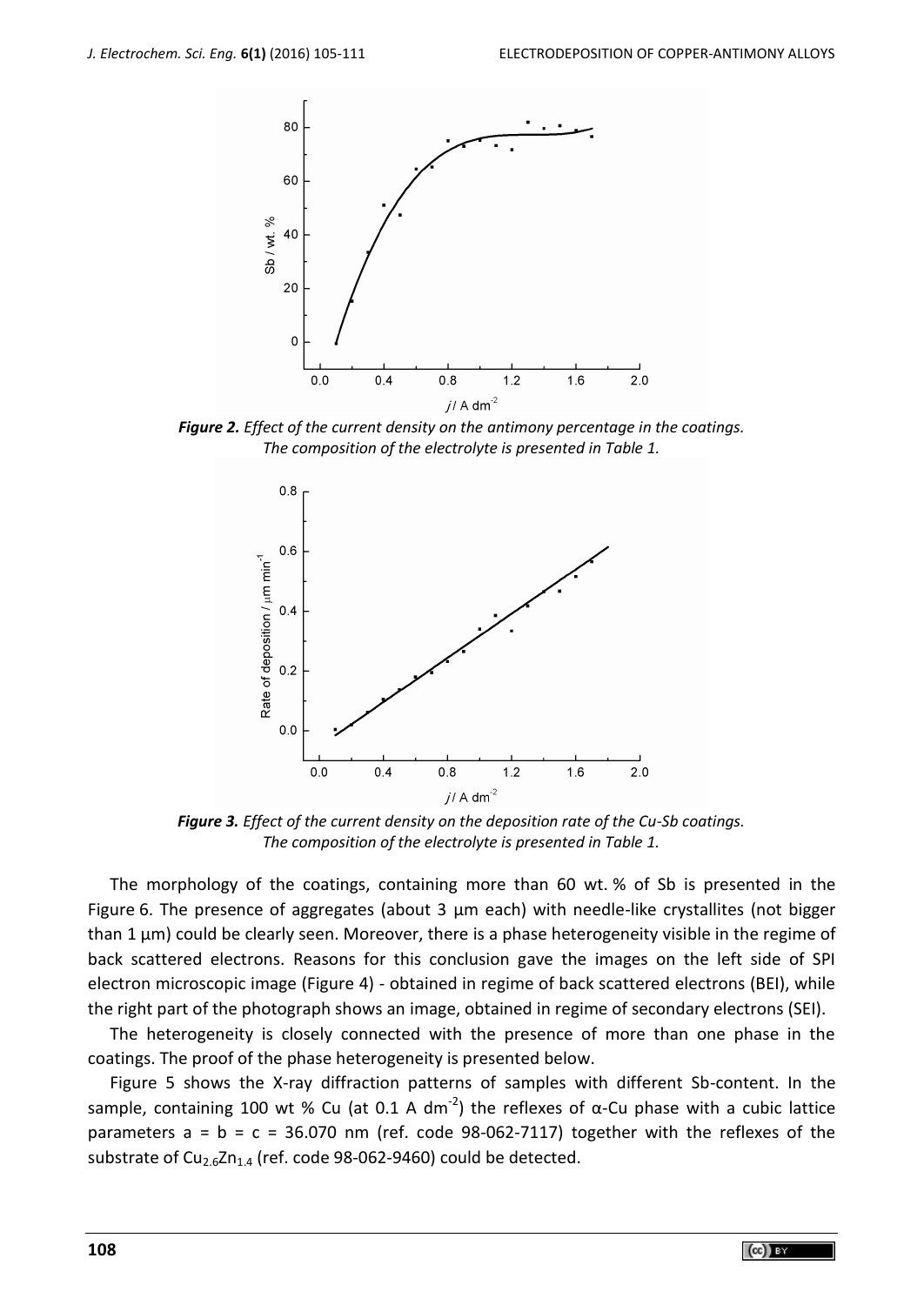**Figure 2.** *Effect of the current density on the antimony percentage in the coatings. The composition of the electrolyte is presented in Table 1.*

**Figure 3.** *Effect of the current density on the deposition rate of the Cu-Sb coatings. The composition of the electrolyte is presented in Table 1.*

The morphology of the coatings, containing more than 60 wt. % of Sb is presented in the Figure 6. The presence of aggregates (about 3 µm each) with needle-like crystallites (not bigger than 1 µm) could be clearly seen. Moreover, there is a phase heterogeneity visible in the regime of back scattered electrons. Reasons for this conclusion gave the images on the left side of SPI electron microscopic image (Figure 4) - obtained in regime of back scattered electrons (BEI), while the right part of the photograph shows an image, obtained in regime of secondary electrons (SEI).

The heterogeneity is closely connected with the presence of more than one phase in the coatings. The proof of the phase heterogeneity is presented below.

Figure 5 shows the X-ray diffraction patterns of samples with different Sb-content. In the sample, containing 100 wt % Cu (at 0.1 A $dm^{-2}$) the reflexes of α-Cu phase with a cubic lattice parameters a = b = c = 36.070 nm (ref. code 98-062-7117) together with the reflexes of the substrate of $Cu_{2.6}Zn_{1.4}$ (ref. code 98-062-9460) could be detected.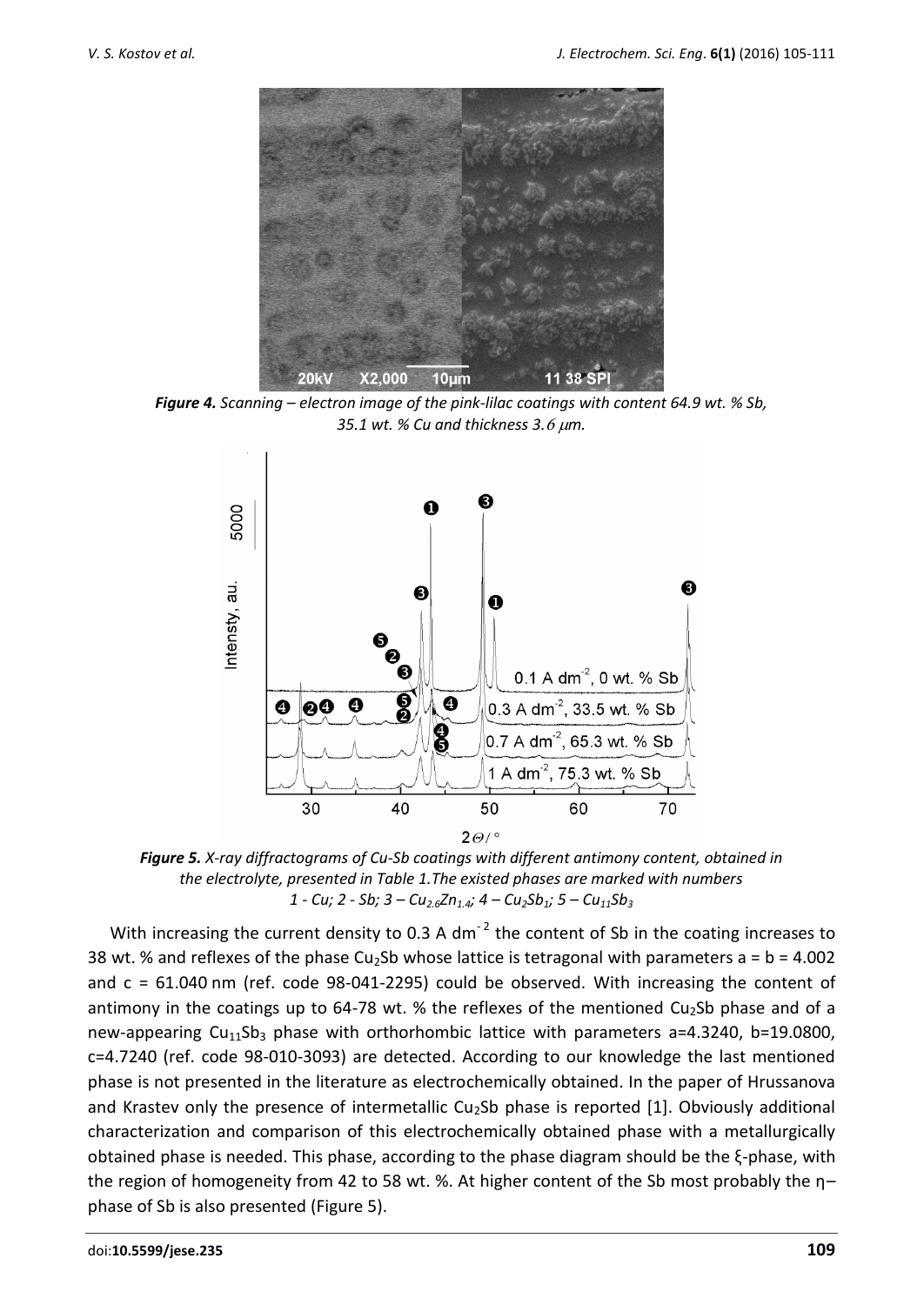*Figure 4. Scanning – electron image of the pink-lilac coatings with content 64.9 wt. % Sb, 35.1 wt. % Cu and thickness 3.6 μm.*

*Figure 5. X-ray diffractograms of Cu-Sb coatings with different antimony content, obtained in the electrolyte, presented in Table 1.The existed phases are marked with numbers 1 - Cu; 2 - Sb; 3 – $Cu_{2.6}Zn_{1.4}$; 4 – $Cu_2Sb_1$; 5 – $Cu_{11}Sb_3$*

With increasing the current density to 0.3 A $dm^{-2}$ the content of Sb in the coating increases to 38 wt. % and reflexes of the phase $Cu_2Sb$ whose lattice is tetragonal with parameters a = b = 4.002 and c = 61.040 nm (ref. code 98-041-2295) could be observed. With increasing the content of antimony in the coatings up to 64-78 wt. % the reflexes of the mentioned $Cu_2Sb$ phase and of a new-appearing $Cu_{11}Sb_3$ phase with orthorhombic lattice with parameters a=4.3240, b=19.0800, c=4.7240 (ref. code 98-010-3093) are detected. According to our knowledge the last mentioned phase is not presented in the literature as electrochemically obtained. In the paper of Hrussanova and Krastev only the presence of intermetallic $Cu_2Sb$ phase is reported [1]. Obviously additional characterization and comparison of this electrochemically obtained phase with a metallurgically obtained phase is needed. This phase, according to the phase diagram should be the ξ-phase, with the region of homogeneity from 42 to 58 wt. %. At higher content of the Sb most probably the η–phase of Sb is also presented (Figure 5).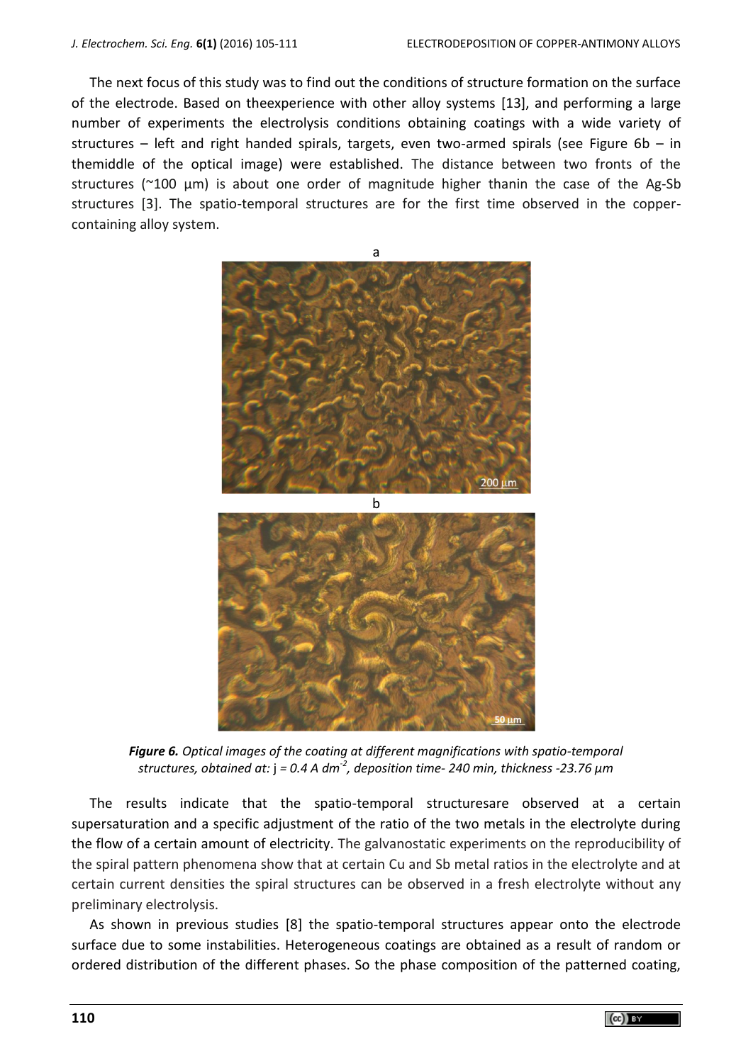The next focus of this study was to find out the conditions of structure formation on the surface of the electrode. Based on theexperience with other alloy systems [13], and performing a large number of experiments the electrolysis conditions obtaining coatings with a wide variety of structures – left and right handed spirals, targets, even two-armed spirals (see Figure 6b – in themiddle of the optical image) were established. The distance between two fronts of the structures (~100 μm) is about one order of magnitude higher thanin the case of the Ag-Sb structures [3]. The spatio-temporal structures are for the first time observed in the copper-containing alloy system.

*Figure 6. Optical images of the coating at different magnifications with spatio-temporal structures, obtained at:* j *= 0.4 A dm$^{-2}$, deposition time- 240 min, thickness -23.76 µm*

The results indicate that the spatio-temporal structuresare observed at a certain supersaturation and a specific adjustment of the ratio of the two metals in the electrolyte during the flow of a certain amount of electricity. The galvanostatic experiments on the reproducibility of the spiral pattern phenomena show that at certain Cu and Sb metal ratios in the electrolyte and at certain current densities the spiral structures can be observed in a fresh electrolyte without any preliminary electrolysis.

As shown in previous studies [8] the spatio-temporal structures appear onto the electrode surface due to some instabilities. Heterogeneous coatings are obtained as a result of random or ordered distribution of the different phases. So the phase composition of the patterned coating,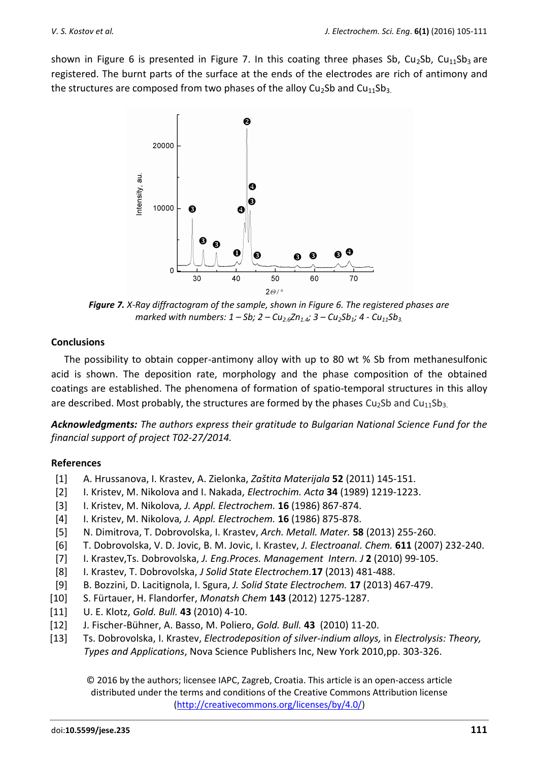shown in Figure 6 is presented in Figure 7. In this coating three phases Sb, $Cu_2Sb$, $Cu_{11}Sb_3$ are registered. The burnt parts of the surface at the ends of the electrodes are rich of antimony and the structures are composed from two phases of the alloy $Cu_2Sb$ and $Cu_{11}Sb_3$.

Intensity, au.
20000
10000
0
30
40
50
60
70
$2\Theta$ / °
❷
❹
❸
❸
❹
❸
❸
❸
❶
❸
❸
❸
❸
❹

***Figure 7.*** *X-Ray diffractogram of the sample, shown in Figure 6. The registered phases are marked with numbers: 1 – Sb; 2 – $Cu_{2.6}Zn_{1.4}$; 3 – $Cu_2Sb_1$; 4 - $Cu_{11}Sb_3$.*

## Conclusions

The possibility to obtain copper-antimony alloy with up to 80 wt % Sb from methanesulfonic acid is shown. The deposition rate, morphology and the phase composition of the obtained coatings are established. The phenomena of formation of spatio-temporal structures in this alloy are described. Most probably, the structures are formed by the phases $Cu_2Sb$ and $Cu_{11}Sb_3$.

***Acknowledgments:*** *The authors express their gratitude to Bulgarian National Science Fund for the financial support of project T02-27/2014.*

## References

[1] A. Hrussanova, I. Krastev, A. Zielonka, *Zaštita Materijala* **52** (2011) 145-151.
[2] I. Kristev, M. Nikolova and I. Nakada, *Electrochim. Acta* **34** (1989) 1219-1223.
[3] I. Kristev, M. Nikolova*, J. Appl. Electrochem.* **16** (1986) 867-874.
[4] I. Kristev, M. Nikolova*, J. Appl. Electrochem.* **16** (1986) 875-878.
[5] N. Dimitrova, T. Dobrovolska, I. Krastev, *Arch. Metall. Mater.* **58** (2013) 255-260.
[6] T. Dobrovolska, V. D. Jovic, B. M. Jovic, I. Krastev, *J. Electroanal. Chem.* **611** (2007) 232-240.
[7] I. Krastev,Ts. Dobrovolska, *J. Eng.Proces. Management Intern. J* **2** (2010) 99-105.
[8] I. Krastev, T. Dobrovolska, *J Solid State Electrochem*.**17** (2013) 481-488.
[9] B. Bozzini, D. Lacitignola, I. Sgura, *J. Solid State Electrochem.* **17** (2013) 467-479.
[10] S. Fürtauer, H. Flandorfer, *Monatsh Chem* **143** (2012) 1275-1287.
[11] U. E. Klotz, *Gold. Bull.* **43** (2010) 4-10.
[12] J. Fischer-Bühner, A. Basso, M. Poliero, *Gold. Bull.* **43** (2010) 11-20.
[13] Ts. Dobrovolska, I. Krastev, *Electrodeposition of silver-indium alloys,* in *Electrolysis: Theory, Types and Applications*, Nova Science Publishers Inc, New York 2010,pp. 303-326.

© 2016 by the authors; licensee IAPC, Zagreb, Croatia. This article is an open-access article distributed under the terms and conditions of the Creative Commons Attribution license (http://creativecommons.org/licenses/by/4.0/)